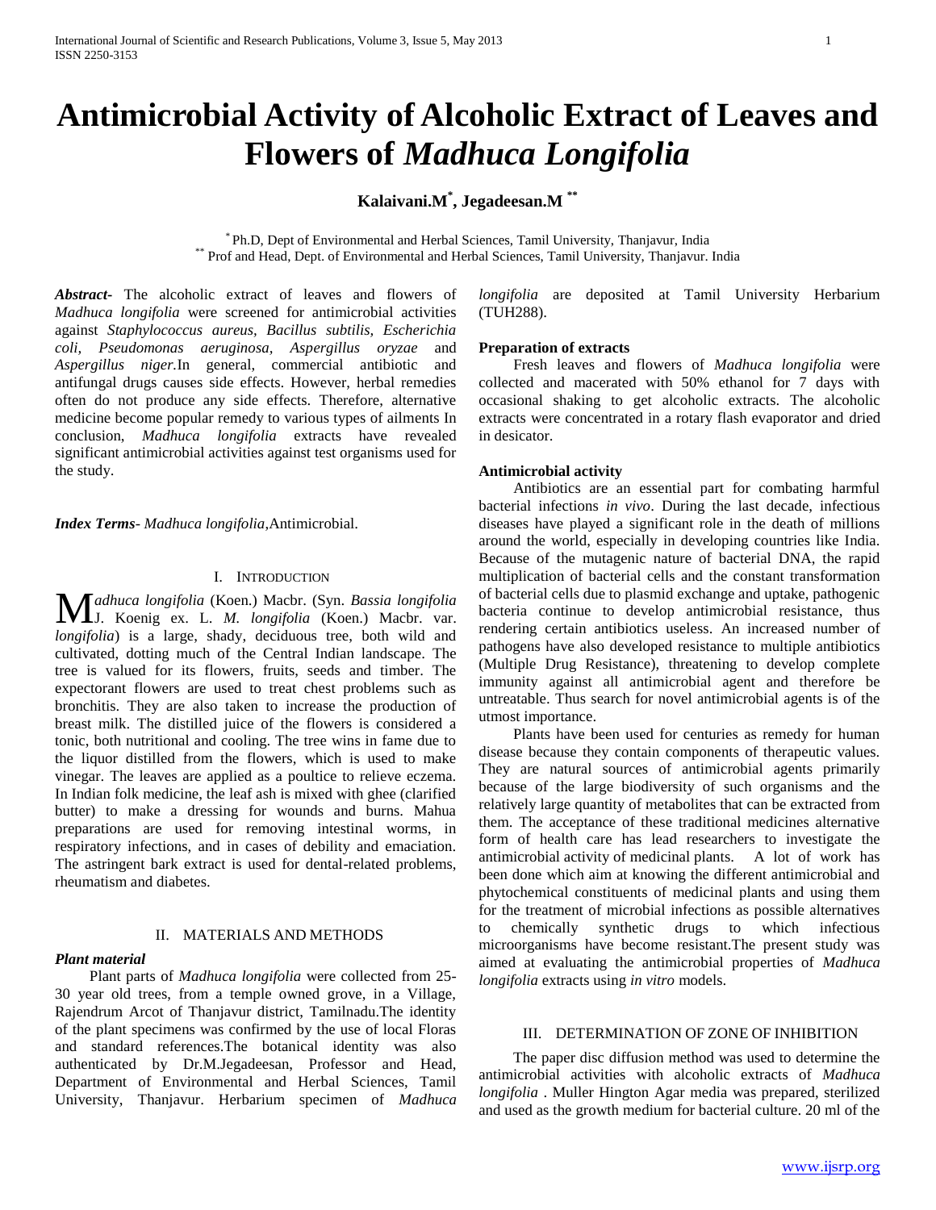# Antimicrobial Activity of Alcoholic Extract of Leaves and Flowers of *Madhuca Longifolia*

**Kalaivani.M[*], Jegadeesan.M [**]**

[*] Ph.D, Dept of Environmental and Herbal Sciences, Tamil University, Thanjavur, India
[**] Prof and Head, Dept. of Environmental and Herbal Sciences, Tamil University, Thanjavur. India

***Abstract-*** The alcoholic extract of leaves and flowers of *Madhuca longifolia* were screened for antimicrobial activities against *Staphylococcus aureus, Bacillus subtilis, Escherichia coli, Pseudomonas aeruginosa, Aspergillus oryzae* and *Aspergillus niger.*In general, commercial antibiotic and antifungal drugs causes side effects. However, herbal remedies often do not produce any side effects. Therefore, alternative medicine become popular remedy to various types of ailments In conclusion, *Madhuca longifolia* extracts have revealed significant antimicrobial activities against test organisms used for the study.

***Index Terms-*** *Madhuca longifolia,*Antimicrobial.

## I. Introduction

*Madhuca longifolia* (Koen.) Macbr. (Syn. *Bassia longifolia* J. Koenig ex. L. *M. longifolia* (Koen.) Macbr. var. *longifolia*) is a large, shady, deciduous tree, both wild and cultivated, dotting much of the Central Indian landscape. The tree is valued for its flowers, fruits, seeds and timber. The expectorant flowers are used to treat chest problems such as bronchitis. They are also taken to increase the production of breast milk. The distilled juice of the flowers is considered a tonic, both nutritional and cooling. The tree wins in fame due to the liquor distilled from the flowers, which is used to make vinegar. The leaves are applied as a poultice to relieve eczema. In Indian folk medicine, the leaf ash is mixed with ghee (clarified butter) to make a dressing for wounds and burns. Mahua preparations are used for removing intestinal worms, in respiratory infections, and in cases of debility and emaciation. The astringent bark extract is used for dental-related problems, rheumatism and diabetes.

## II. Materials and Methods

### *Plant material*

Plant parts of *Madhuca longifolia* were collected from 25-30 year old trees, from a temple owned grove, in a Village, Rajendrum Arcot of Thanjavur district, Tamilnadu.The identity of the plant specimens was confirmed by the use of local Floras and standard references.The botanical identity was also authenticated by Dr.M.Jegadeesan, Professor and Head, Department of Environmental and Herbal Sciences, Tamil University, Thanjavur. Herbarium specimen of *Madhuca longifolia* are deposited at Tamil University Herbarium (TUH288).

### Preparation of extracts

Fresh leaves and flowers of *Madhuca longifolia* were collected and macerated with 50% ethanol for 7 days with occasional shaking to get alcoholic extracts. The alcoholic extracts were concentrated in a rotary flash evaporator and dried in desicator.

### Antimicrobial activity

Antibiotics are an essential part for combating harmful bacterial infections *in vivo*. During the last decade, infectious diseases have played a significant role in the death of millions around the world, especially in developing countries like India. Because of the mutagenic nature of bacterial DNA, the rapid multiplication of bacterial cells and the constant transformation of bacterial cells due to plasmid exchange and uptake, pathogenic bacteria continue to develop antimicrobial resistance, thus rendering certain antibiotics useless. An increased number of pathogens have also developed resistance to multiple antibiotics (Multiple Drug Resistance), threatening to develop complete immunity against all antimicrobial agent and therefore be untreatable. Thus search for novel antimicrobial agents is of the utmost importance.

Plants have been used for centuries as remedy for human disease because they contain components of therapeutic values. They are natural sources of antimicrobial agents primarily because of the large biodiversity of such organisms and the relatively large quantity of metabolites that can be extracted from them. The acceptance of these traditional medicines alternative form of health care has lead researchers to investigate the antimicrobial activity of medicinal plants. A lot of work has been done which aim at knowing the different antimicrobial and phytochemical constituents of medicinal plants and using them for the treatment of microbial infections as possible alternatives to chemically synthetic drugs to which infectious microorganisms have become resistant.The present study was aimed at evaluating the antimicrobial properties of *Madhuca longifolia* extracts using *in vitro* models.

## III. Determination of Zone of Inhibition

The paper disc diffusion method was used to determine the antimicrobial activities with alcoholic extracts of *Madhuca longifolia* . Muller Hington Agar media was prepared, sterilized and used as the growth medium for bacterial culture. 20 ml of the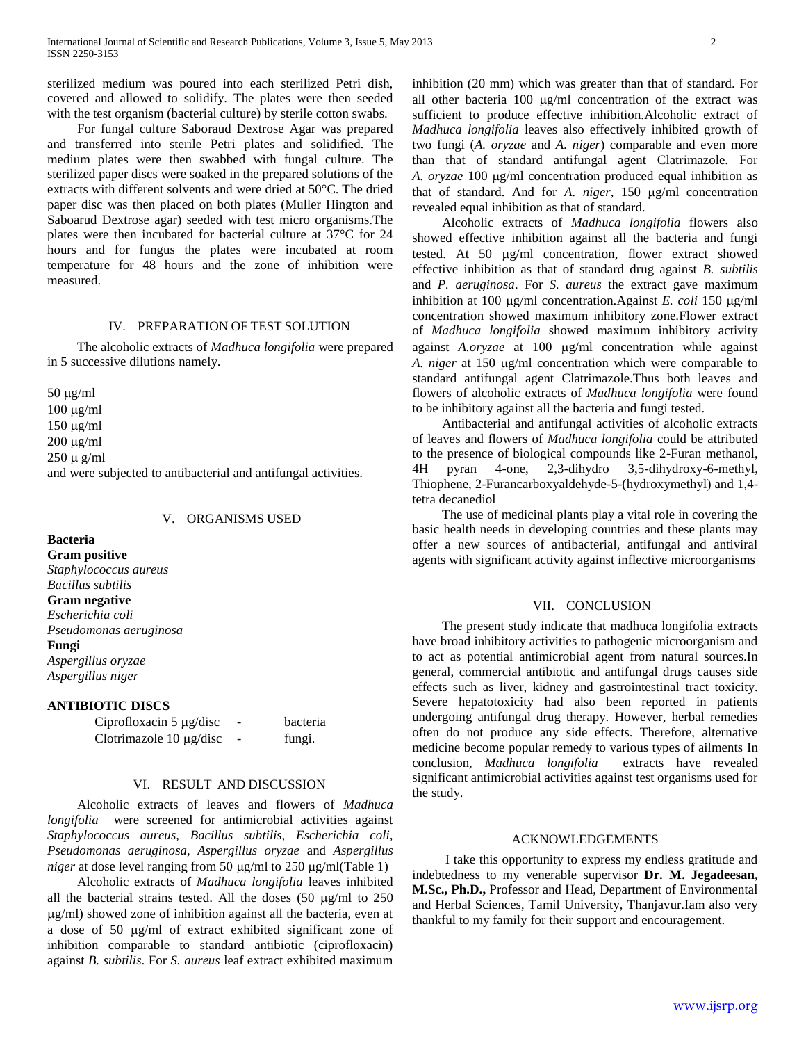sterilized medium was poured into each sterilized Petri dish, covered and allowed to solidify. The plates were then seeded with the test organism (bacterial culture) by sterile cotton swabs.

For fungal culture Saboraud Dextrose Agar was prepared and transferred into sterile Petri plates and solidified. The medium plates were then swabbed with fungal culture. The sterilized paper discs were soaked in the prepared solutions of the extracts with different solvents and were dried at 50°C. The dried paper disc was then placed on both plates (Muller Hington and Saboarud Dextrose agar) seeded with test micro organisms.The plates were then incubated for bacterial culture at 37°C for 24 hours and for fungus the plates were incubated at room temperature for 48 hours and the zone of inhibition were measured.

## IV. Preparation of Test Solution

The alcoholic extracts of *Madhuca longifolia* were prepared in 5 successive dilutions namely.

50 μg/ml
100 μg/ml
150 μg/ml
200 μg/ml
250 μ g/ml
and were subjected to antibacterial and antifungal activities.

## V. Organisms Used

**Bacteria**

**Gram positive**

*Staphylococcus aureus*
*Bacillus subtilis*

**Gram negative**

*Escherichia coli*
*Pseudomonas aeruginosa*

**Fungi**

*Aspergillus oryzae*
*Aspergillus niger*

**ANTIBIOTIC DISCS**

| | | |
|---|---|---|
| Ciprofloxacin 5 μg/disc | - | bacteria |
| Clotrimazole 10 μg/disc | - | fungi. |

## VI. Result and Discussion

Alcoholic extracts of leaves and flowers of *Madhuca longifolia* were screened for antimicrobial activities against *Staphylococcus aureus, Bacillus subtilis, Escherichia coli, Pseudomonas aeruginosa, Aspergillus oryzae* and *Aspergillus niger* at dose level ranging from 50 μg/ml to 250 μg/ml(Table 1)

Alcoholic extracts of *Madhuca longifolia* leaves inhibited all the bacterial strains tested. All the doses (50 μg/ml to 250 μg/ml) showed zone of inhibition against all the bacteria, even at a dose of 50 μg/ml of extract exhibited significant zone of inhibition comparable to standard antibiotic (ciprofloxacin) against *B. subtilis*. For *S. aureus* leaf extract exhibited maximum inhibition (20 mm) which was greater than that of standard. For all other bacteria 100 μg/ml concentration of the extract was sufficient to produce effective inhibition.Alcoholic extract of *Madhuca longifolia* leaves also effectively inhibited growth of two fungi (*A. oryzae* and *A. niger*) comparable and even more than that of standard antifungal agent Clatrimazole. For *A. oryzae* 100 μg/ml concentration produced equal inhibition as that of standard. And for *A. niger*, 150 μg/ml concentration revealed equal inhibition as that of standard.

Alcoholic extracts of *Madhuca longifolia* flowers also showed effective inhibition against all the bacteria and fungi tested. At 50 μg/ml concentration, flower extract showed effective inhibition as that of standard drug against *B. subtilis* and *P. aeruginosa*. For *S. aureus* the extract gave maximum inhibition at 100 μg/ml concentration.Against *E. coli* 150 μg/ml concentration showed maximum inhibitory zone.Flower extract of *Madhuca longifolia* showed maximum inhibitory activity against *A.oryzae* at 100 μg/ml concentration while against *A. niger* at 150 μg/ml concentration which were comparable to standard antifungal agent Clatrimazole.Thus both leaves and flowers of alcoholic extracts of *Madhuca longifolia* were found to be inhibitory against all the bacteria and fungi tested.

Antibacterial and antifungal activities of alcoholic extracts of leaves and flowers of *Madhuca longifolia* could be attributed to the presence of biological compounds like 2-Furan methanol, 4H pyran 4-one, 2,3-dihydro 3,5-dihydroxy-6-methyl, Thiophene, 2-Furancarboxyaldehyde-5-(hydroxymethyl) and 1,4-tetra decanediol

The use of medicinal plants play a vital role in covering the basic health needs in developing countries and these plants may offer a new sources of antibacterial, antifungal and antiviral agents with significant activity against inflective microorganisms

## VII. Conclusion

The present study indicate that madhuca longifolia extracts have broad inhibitory activities to pathogenic microorganism and to act as potential antimicrobial agent from natural sources.In general, commercial antibiotic and antifungal drugs causes side effects such as liver, kidney and gastrointestinal tract toxicity. Severe hepatotoxicity had also been reported in patients undergoing antifungal drug therapy. However, herbal remedies often do not produce any side effects. Therefore, alternative medicine become popular remedy to various types of ailments In conclusion, *Madhuca longifolia* extracts have revealed significant antimicrobial activities against test organisms used for the study.

## Acknowledgements

I take this opportunity to express my endless gratitude and indebtedness to my venerable supervisor **Dr. M. Jegadeesan, M.Sc., Ph.D.,** Professor and Head, Department of Environmental and Herbal Sciences, Tamil University, Thanjavur.Iam also very thankful to my family for their support and encouragement.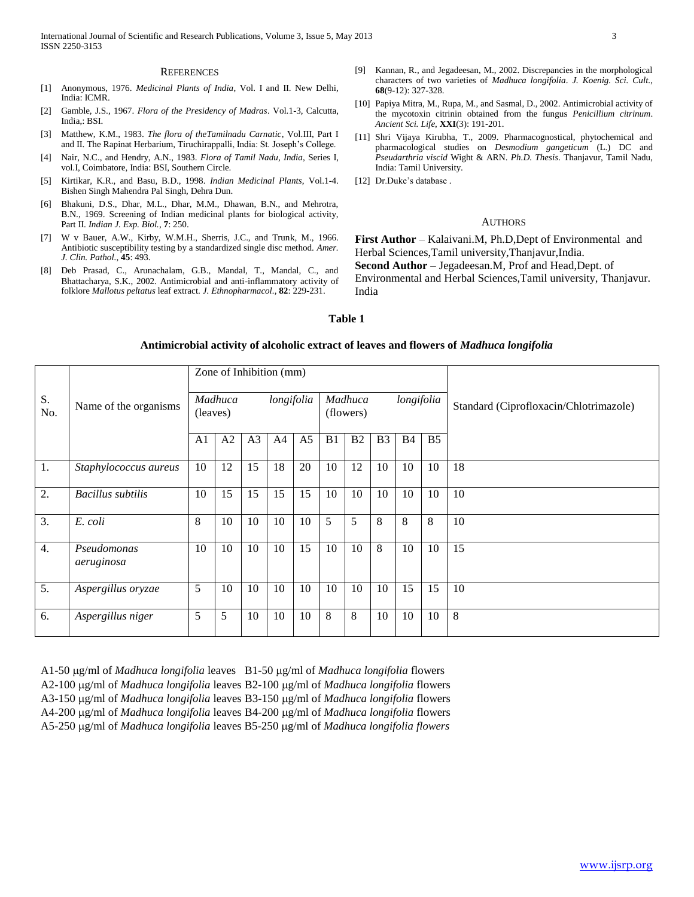## REFERENCES

[1] Anonymous, 1976. *Medicinal Plants of India*, Vol. I and II. New Delhi, India: ICMR.

[2] Gamble, J.S., 1967. *Flora of the Presidency of Madras*. Vol.1-3, Calcutta, India,: BSI.

[3] Matthew, K.M., 1983. *The flora of theTamilnadu Carnatic*, Vol.III, Part I and II. The Rapinat Herbarium, Tiruchirappalli, India: St. Joseph's College.

[4] Nair, N.C., and Hendry, A.N., 1983. *Flora of Tamil Nadu, India*, Series I, vol.I, Coimbatore, India: BSI, Southern Circle.

[5] Kirtikar, K.R., and Basu, B.D., 1998. *Indian Medicinal Plants*, Vol.1-4. Bishen Singh Mahendra Pal Singh, Dehra Dun.

[6] Bhakuni, D.S., Dhar, M.L., Dhar, M.M., Dhawan, B.N., and Mehrotra, B.N., 1969. Screening of Indian medicinal plants for biological activity, Part II. *Indian J. Exp. Biol.*, **7**: 250.

[7] W v Bauer, A.W., Kirby, W.M.H., Sherris, J.C., and Trunk, M., 1966. Antibiotic susceptibility testing by a standardized single disc method. *Amer. J. Clin. Pathol.*, **45**: 493.

[8] Deb Prasad, C., Arunachalam, G.B., Mandal, T., Mandal, C., and Bhattacharya, S.K., 2002. Antimicrobial and anti-inflammatory activity of folklore *Mallotus peltatus* leaf extract. *J. Ethnopharmacol.*, **82**: 229-231.

[9] Kannan, R., and Jegadeesan, M., 2002. Discrepancies in the morphological characters of two varieties of *Madhuca longifolia*. *J. Koenig. Sci. Cult.*, **68**(9-12): 327-328.

[10] Papiya Mitra, M., Rupa, M., and Sasmal, D., 2002. Antimicrobial activity of the mycotoxin citrinin obtained from the fungus *Penicillium citrinum*. *Ancient Sci. Life*, **XXI**(3): 191-201.

[11] Shri Vijaya Kirubha, T., 2009. Pharmacognostical, phytochemical and pharmacological studies on *Desmodium gangeticum* (L.) DC and *Pseudarthria viscid* Wight & ARN. *Ph.D. Thesis.* Thanjavur, Tamil Nadu, India: Tamil University.

[12] Dr.Duke's database .

## AUTHORS

**First Author** – Kalaivani.M, Ph.D,Dept of Environmental and Herbal Sciences,Tamil university,Thanjavur,India.

**Second Author** – Jegadeesan.M, Prof and Head,Dept. of Environmental and Herbal Sciences,Tamil university, Thanjavur. India

**Table 1**

**Antimicrobial activity of alcoholic extract of leaves and flowers of *Madhuca longifolia***

| S. No. | Name of the organisms | Zone of Inhibition (mm) | | | | | | | | | | Standard (Ciprofloxacin/Chlotrimazole) |
|---|---|---|---|---|---|---|---|---|---|---|---|---|
| | | *Madhuca longifolia* (leaves) | | | | | *Madhuca longifolia* (flowers) | | | | | |
| | | A1 | A2 | A3 | A4 | A5 | B1 | B2 | B3 | B4 | B5 | |
| 1. | *Staphylococcus aureus* | 10 | 12 | 15 | 18 | 20 | 10 | 12 | 10 | 10 | 10 | 18 |
| 2. | *Bacillus subtilis* | 10 | 15 | 15 | 15 | 15 | 10 | 10 | 10 | 10 | 10 | 10 |
| 3. | *E. coli* | 8 | 10 | 10 | 10 | 10 | 5 | 5 | 8 | 8 | 8 | 10 |
| 4. | *Pseudomonas aeruginosa* | 10 | 10 | 10 | 10 | 15 | 10 | 10 | 8 | 10 | 10 | 15 |
| 5. | *Aspergillus oryzae* | 5 | 10 | 10 | 10 | 10 | 10 | 10 | 10 | 15 | 15 | 10 |
| 6. | *Aspergillus niger* | 5 | 5 | 10 | 10 | 10 | 8 | 8 | 10 | 10 | 10 | 8 |

A1-50 μg/ml of *Madhuca longifolia* leaves B1-50 μg/ml of *Madhuca longifolia* flowers
A2-100 μg/ml of *Madhuca longifolia* leaves B2-100 μg/ml of *Madhuca longifolia* flowers
A3-150 μg/ml of *Madhuca longifolia* leaves B3-150 μg/ml of *Madhuca longifolia* flowers
A4-200 μg/ml of *Madhuca longifolia* leaves B4-200 μg/ml of *Madhuca longifolia* flowers
A5-250 μg/ml of *Madhuca longifolia* leaves B5-250 μg/ml of *Madhuca longifolia flowers*